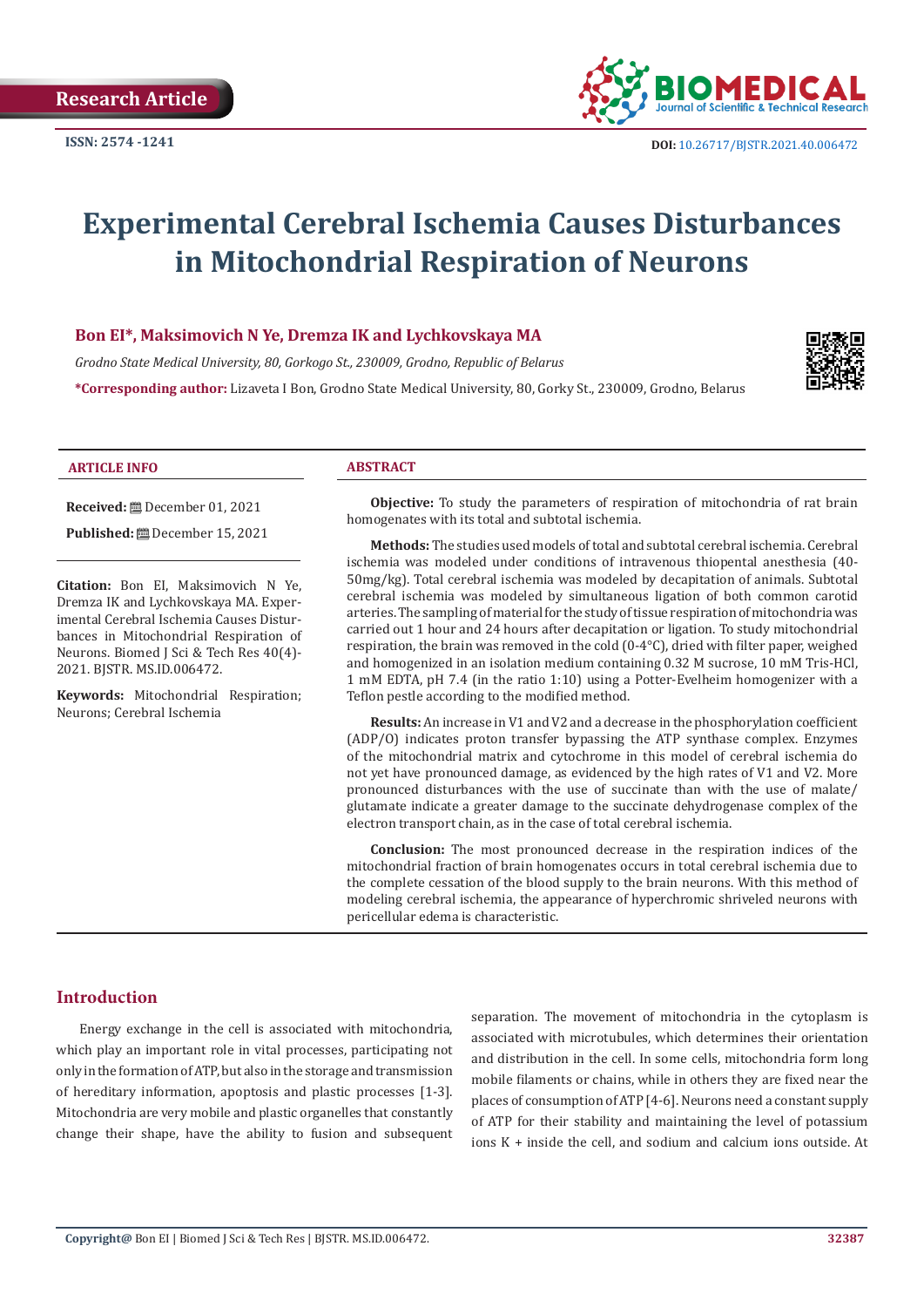Research Article

ISSN: 2574 -1241

DOI: 10.26717/BJSTR.2021.40.006472

# Experimental Cerebral Ischemia Causes Disturbances in Mitochondrial Respiration of Neurons

**Bon EI\*, Maksimovich N Ye, Dremza IK and Lychkovskaya MA**

*Grodno State Medical University, 80, Gorkogo St., 230009, Grodno, Republic of Belarus*

**\*Corresponding author:** Lizaveta I Bon, Grodno State Medical University, 80, Gorky St., 230009, Grodno, Belarus

## ARTICLE INFO

**Received:** December 01, 2021

**Published:** December 15, 2021

**Citation:** Bon EI, Maksimovich N Ye, Dremza IK and Lychkovskaya MA. Experimental Cerebral Ischemia Causes Disturbances in Mitochondrial Respiration of Neurons. Biomed J Sci & Tech Res 40(4)-2021. BJSTR. MS.ID.006472.

**Keywords:** Mitochondrial Respiration; Neurons; Cerebral Ischemia

## ABSTRACT

**Objective:** To study the parameters of respiration of mitochondria of rat brain homogenates with its total and subtotal ischemia.

**Methods:** The studies used models of total and subtotal cerebral ischemia. Cerebral ischemia was modeled under conditions of intravenous thiopental anesthesia (40-50mg/kg). Total cerebral ischemia was modeled by decapitation of animals. Subtotal cerebral ischemia was modeled by simultaneous ligation of both common carotid arteries. The sampling of material for the study of tissue respiration of mitochondria was carried out 1 hour and 24 hours after decapitation or ligation. To study mitochondrial respiration, the brain was removed in the cold (0-4°C), dried with filter paper, weighed and homogenized in an isolation medium containing 0.32 M sucrose, 10 mM Tris-HCl, 1 mM EDTA, pH 7.4 (in the ratio 1:10) using a Potter-Evelheim homogenizer with a Teflon pestle according to the modified method.

**Results:** An increase in V1 and V2 and a decrease in the phosphorylation coefficient (ADP/O) indicates proton transfer bypassing the ATP synthase complex. Enzymes of the mitochondrial matrix and cytochrome in this model of cerebral ischemia do not yet have pronounced damage, as evidenced by the high rates of V1 and V2. More pronounced disturbances with the use of succinate than with the use of malate/glutamate indicate a greater damage to the succinate dehydrogenase complex of the electron transport chain, as in the case of total cerebral ischemia.

**Conclusion:** The most pronounced decrease in the respiration indices of the mitochondrial fraction of brain homogenates occurs in total cerebral ischemia due to the complete cessation of the blood supply to the brain neurons. With this method of modeling cerebral ischemia, the appearance of hyperchromic shriveled neurons with pericellular edema is characteristic.

## Introduction

Energy exchange in the cell is associated with mitochondria, which play an important role in vital processes, participating not only in the formation of ATP, but also in the storage and transmission of hereditary information, apoptosis and plastic processes [1-3]. Mitochondria are very mobile and plastic organelles that constantly change their shape, have the ability to fusion and subsequent separation. The movement of mitochondria in the cytoplasm is associated with microtubules, which determines their orientation and distribution in the cell. In some cells, mitochondria form long mobile filaments or chains, while in others they are fixed near the places of consumption of ATP [4-6]. Neurons need a constant supply of ATP for their stability and maintaining the level of potassium ions K + inside the cell, and sodium and calcium ions outside. At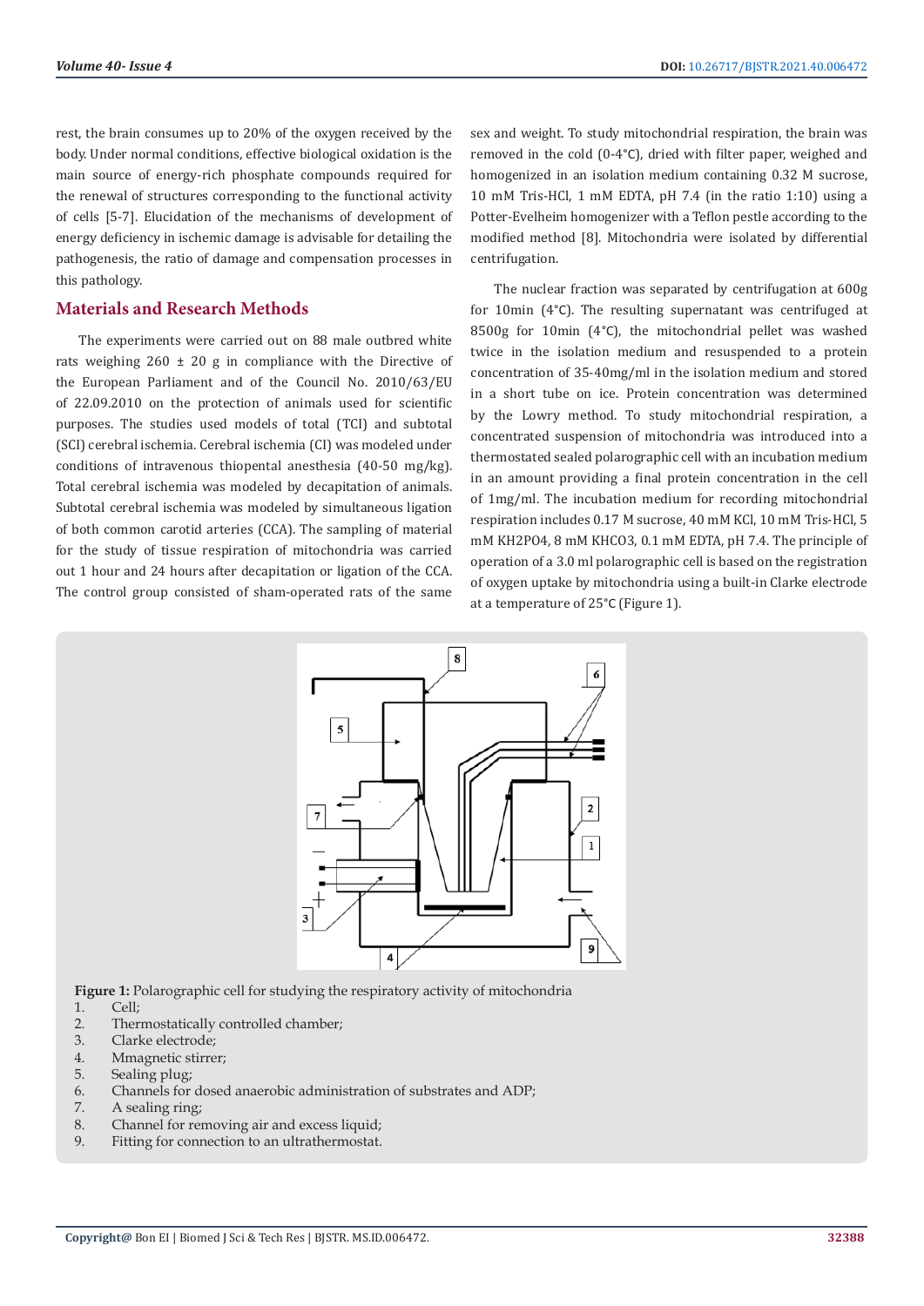rest, the brain consumes up to 20% of the oxygen received by the body. Under normal conditions, effective biological oxidation is the main source of energy-rich phosphate compounds required for the renewal of structures corresponding to the functional activity of cells [5-7]. Elucidation of the mechanisms of development of energy deficiency in ischemic damage is advisable for detailing the pathogenesis, the ratio of damage and compensation processes in this pathology.

## Materials and Research Methods

The experiments were carried out on 88 male outbred white rats weighing 260 ± 20 g in compliance with the Directive of the European Parliament and of the Council No. 2010/63/EU of 22.09.2010 on the protection of animals used for scientific purposes. The studies used models of total (TCI) and subtotal (SCI) cerebral ischemia. Cerebral ischemia (CI) was modeled under conditions of intravenous thiopental anesthesia (40-50 mg/kg). Total cerebral ischemia was modeled by decapitation of animals. Subtotal cerebral ischemia was modeled by simultaneous ligation of both common carotid arteries (CCA). The sampling of material for the study of tissue respiration of mitochondria was carried out 1 hour and 24 hours after decapitation or ligation of the CCA. The control group consisted of sham-operated rats of the same sex and weight. To study mitochondrial respiration, the brain was removed in the cold (0-4°C), dried with filter paper, weighed and homogenized in an isolation medium containing 0.32 M sucrose, 10 mM Tris-HCl, 1 mM EDTA, pH 7.4 (in the ratio 1:10) using a Potter-Evelheim homogenizer with a Teflon pestle according to the modified method [8]. Mitochondria were isolated by differential centrifugation.

The nuclear fraction was separated by centrifugation at 600g for 10min (4°C). The resulting supernatant was centrifuged at 8500g for 10min (4°C), the mitochondrial pellet was washed twice in the isolation medium and resuspended to a protein concentration of 35-40mg/ml in the isolation medium and stored in a short tube on ice. Protein concentration was determined by the Lowry method. To study mitochondrial respiration, a concentrated suspension of mitochondria was introduced into a thermostated sealed polarographic cell with an incubation medium in an amount providing a final protein concentration in the cell of 1mg/ml. The incubation medium for recording mitochondrial respiration includes 0.17 M sucrose, 40 mM KCl, 10 mM Tris-HCl, 5 mM $KH_2PO_4$, 8 mM $KHCO_3$, 0.1 mM EDTA, pH 7.4. The principle of operation of a 3.0 ml polarographic cell is based on the registration of oxygen uptake by mitochondria using a built-in Clarke electrode at a temperature of 25°C (Figure 1).

**Figure 1:** Polarographic cell for studying the respiratory activity of mitochondria

1. Cell;
2. Thermostatically controlled chamber;
3. Clarke electrode;
4. Mmagnetic stirrer;
5. Sealing plug;
6. Channels for dosed anaerobic administration of substrates and ADP;
7. A sealing ring;
8. Channel for removing air and excess liquid;
9. Fitting for connection to an ultrathermostat.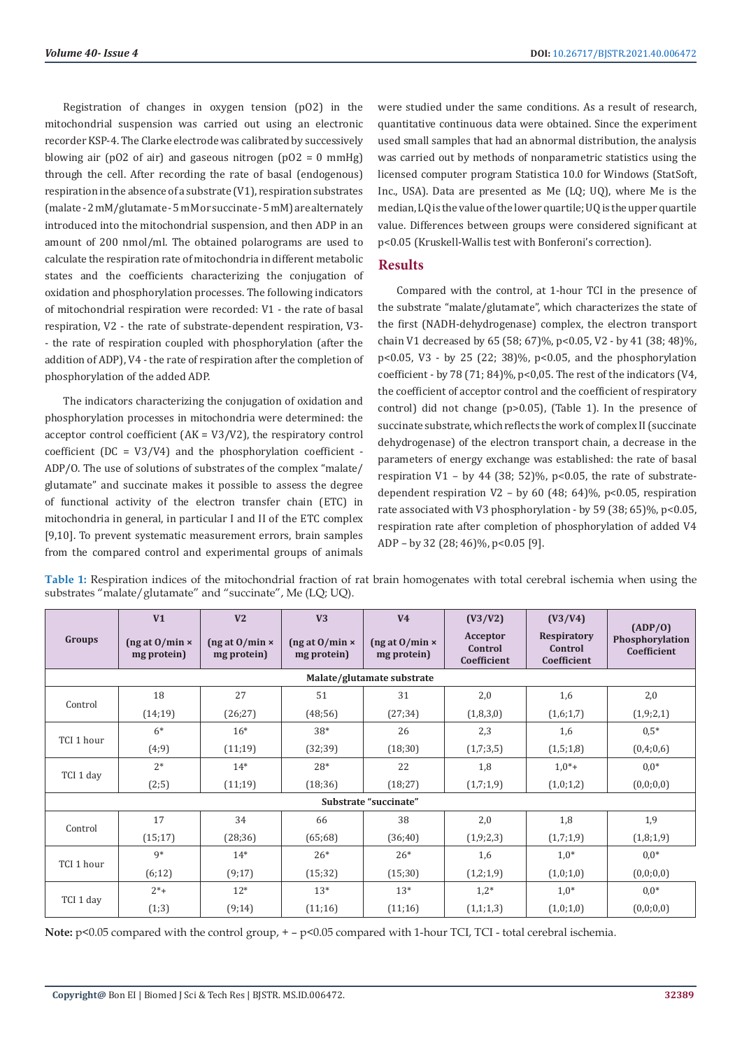Registration of changes in oxygen tension (pO2) in the mitochondrial suspension was carried out using an electronic recorder KSP-4. The Clarke electrode was calibrated by successively blowing air (pO2 of air) and gaseous nitrogen (pO2 = 0 mmHg) through the cell. After recording the rate of basal (endogenous) respiration in the absence of a substrate (V1), respiration substrates (malate - 2 mM/glutamate - 5 mM or succinate - 5 mM) are alternately introduced into the mitochondrial suspension, and then ADP in an amount of 200 nmol/ml. The obtained polarograms are used to calculate the respiration rate of mitochondria in different metabolic states and the coefficients characterizing the conjugation of oxidation and phosphorylation processes. The following indicators of mitochondrial respiration were recorded: V1 - the rate of basal respiration, V2 - the rate of substrate-dependent respiration, V3- - the rate of respiration coupled with phosphorylation (after the addition of ADP), V4 - the rate of respiration after the completion of phosphorylation of the added ADP.

The indicators characterizing the conjugation of oxidation and phosphorylation processes in mitochondria were determined: the acceptor control coefficient (AK = V3/V2), the respiratory control coefficient (DC = V3/V4) and the phosphorylation coefficient - ADP/O. The use of solutions of substrates of the complex "malate/glutamate" and succinate makes it possible to assess the degree of functional activity of the electron transfer chain (ETC) in mitochondria in general, in particular I and II of the ETC complex [9,10]. To prevent systematic measurement errors, brain samples from the compared control and experimental groups of animals were studied under the same conditions. As a result of research, quantitative continuous data were obtained. Since the experiment used small samples that had an abnormal distribution, the analysis was carried out by methods of nonparametric statistics using the licensed computer program Statistica 10.0 for Windows (StatSoft, Inc., USA). Data are presented as Me (LQ; UQ), where Me is the median, LQ is the value of the lower quartile; UQ is the upper quartile value. Differences between groups were considered significant at $p<0.05$ (Kruskell-Wallis test with Bonferoni's correction).

## Results

Compared with the control, at 1-hour TCI in the presence of the substrate "malate/glutamate", which characterizes the state of the first (NADH-dehydrogenase) complex, the electron transport chain V1 decreased by 65 (58; 67)%, $p<0.05$, V2 - by 41 (38; 48)%, $p<0.05$, V3 - by 25 (22; 38)%, $p<0.05$, and the phosphorylation coefficient - by 78 (71; 84)%, $p<0,05$. The rest of the indicators (V4, the coefficient of acceptor control and the coefficient of respiratory control) did not change ($p>0.05$), (Table 1). In the presence of succinate substrate, which reflects the work of complex II (succinate dehydrogenase) of the electron transport chain, a decrease in the parameters of energy exchange was established: the rate of basal respiration V1 – by 44 (38; 52)%, $p<0.05$, the rate of substrate-dependent respiration V2 – by 60 (48; 64)%, $p<0.05$, respiration rate associated with V3 phosphorylation - by 59 (38; 65)%, $p<0.05$, respiration rate after completion of phosphorylation of added V4 ADP – by 32 (28; 46)%, $p<0.05$ [9].

**Table 1:** Respiration indices of the mitochondrial fraction of rat brain homogenates with total cerebral ischemia when using the substrates "malate/glutamate" and "succinate", Me (LQ; UQ).

| Groups | V1 (ng at O/min × mg protein) | V2 (ng at O/min × mg protein) | V3 (ng at O/min × mg protein) | V4 (ng at O/min × mg protein) | (V3/V2) Acceptor Control Coefficient | (V3/V4) Respiratory Control Coefficient | (ADP/O) Phosphorylation Coefficient |
|---|---|---|---|---|---|---|---|
| **Malate/glutamate substrate** | | | | | | | |
| Control | 18 (14;19) | 27 (26;27) | 51 (48;56) | 31 (27;34) | 2,0 (1,8;3,0) | 1,6 (1,6;1,7) | 2,0 (1,9;2,1) |
| TCI 1 hour | 6* (4;9) | 16* (11;19) | 38* (32;39) | 26 (18;30) | 2,3 (1,7;3,5) | 1,6 (1,5;1,8) | 0,5* (0,4;0,6) |
| TCI 1 day | 2* (2;5) | 14* (11;19) | 28* (18;36) | 22 (18;27) | 1,8 (1,7;1,9) | 1,0*+ (1,0;1,2) | 0,0* (0,0;0,0) |
| **Substrate "succinate"** | | | | | | | |
| Control | 17 (15;17) | 34 (28;36) | 66 (65;68) | 38 (36;40) | 2,0 (1,9;2,3) | 1,8 (1,7;1,9) | 1,9 (1,8;1,9) |
| TCI 1 hour | 9* (6;12) | 14* (9;17) | 26* (15;32) | 26* (15;30) | 1,6 (1,2;1,9) | 1,0* (1,0;1,0) | 0,0* (0,0;0,0) |
| TCI 1 day | 2*+ (1;3) | 12* (9;14) | 13* (11;16) | 13* (11;16) | 1,2* (1,1;1,3) | 1,0* (1,0;1,0) | 0,0* (0,0;0,0) |

**Note:** $p<0.05$ compared with the control group, + – $p<0.05$ compared with 1-hour TCI, TCI - total cerebral ischemia.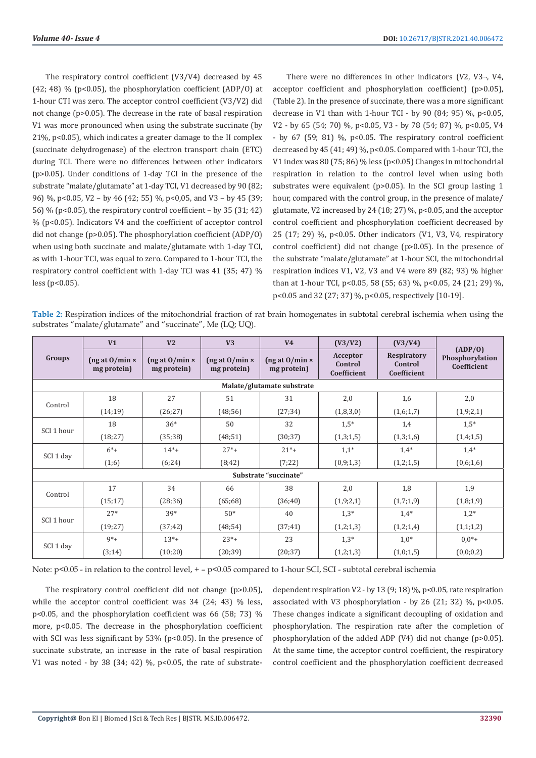The respiratory control coefficient (V3/V4) decreased by 45 (42; 48) % ($p<0.05$), the phosphorylation coefficient (ADP/O) at 1-hour CTI was zero. The acceptor control coefficient (V3/V2) did not change ($p>0.05$). The decrease in the rate of basal respiration V1 was more pronounced when using the substrate succinate (by 21%, $p<0.05$), which indicates a greater damage to the II complex (succinate dehydrogenase) of the electron transport chain (ETC) during TCI. There were no differences between other indicators ($p>0.05$). Under conditions of 1-day TCI in the presence of the substrate "malate/glutamate" at 1-day TCI, V1 decreased by 90 (82; 96) %, $p<0.05$, V2 – by 46 (42; 55) %, $p<0,05$, and V3 – by 45 (39; 56) % ($p<0.05$), the respiratory control coefficient – by 35 (31; 42) % ($p<0.05$). Indicators V4 and the coefficient of acceptor control did not change ($p>0.05$). The phosphorylation coefficient (ADP/O) when using both succinate and malate/glutamate with 1-day TCI, as with 1-hour TCI, was equal to zero. Compared to 1-hour TCI, the respiratory control coefficient with 1-day TCI was 41 (35; 47) % less ($p<0.05$).

There were no differences in other indicators (V2, V3¬, V4, acceptor coefficient and phosphorylation coefficient) ($p>0.05$), (Table 2). In the presence of succinate, there was a more significant decrease in V1 than with 1-hour TCI - by 90 (84; 95) %, $p<0.05$, V2 - by 65 (54; 70) %, $p<0.05$, V3 - by 78 (54; 87) %, $p<0.05$, V4 - by 67 (59; 81) %, $p<0.05$. The respiratory control coefficient decreased by 45 (41; 49) %, $p<0.05$. Compared with 1-hour TCI, the V1 index was 80 (75; 86) % less ($p<0.05$) Changes in mitochondrial respiration in relation to the control level when using both substrates were equivalent ($p>0.05$). In the SCI group lasting 1 hour, compared with the control group, in the presence of malate/glutamate, V2 increased by 24 (18; 27) %, $p<0.05$, and the acceptor control coefficient and phosphorylation coefficient decreased by 25 (17; 29) %, $p<0.05$. Other indicators (V1, V3, V4, respiratory control coefficient) did not change ($p>0.05$). In the presence of the substrate "malate/glutamate" at 1-hour SCI, the mitochondrial respiration indices V1, V2, V3 and V4 were 89 (82; 93) % higher than at 1-hour TCI, $p<0.05$, 58 (55; 63) %, $p<0.05$, 24 (21; 29) %, $p<0.05$ and 32 (27; 37) %, $p<0.05$, respectively [10-19].

**Table 2:** Respiration indices of the mitochondrial fraction of rat brain homogenates in subtotal cerebral ischemia when using the substrates "malate/glutamate" and "succinate", Me (LQ; UQ).

| Groups | V1 (ng at O/min × mg protein) | V2 (ng at O/min × mg protein) | V3 (ng at O/min × mg protein) | V4 (ng at O/min × mg protein) | (V3/V2) Acceptor Control Coefficient | (V3/V4) Respiratory Control Coefficient | (ADP/O) Phosphorylation Coefficient |
|---|---|---|---|---|---|---|---|
| **Malate/glutamate substrate** | | | | | | | |
| Control | 18 (14;19) | 27 (26;27) | 51 (48;56) | 31 (27;34) | 2,0 (1,8;3,0) | 1,6 (1,6;1,7) | 2,0 (1,9;2,1) |
| SCI 1 hour | 18 (18;27) | 36* (35;38) | 50 (48;51) | 32 (30;37) | 1,5* (1,3;1,5) | 1,4 (1,3;1,6) | 1,5* (1,4;1,5) |
| SCI 1 day | 6*+ (1;6) | 14*+ (6;24) | 27*+ (8;42) | 21*+ (7;22) | 1,1* (0,9;1,3) | 1,4* (1,2;1,5) | 1,4* (0,6;1,6) |
| **Substrate "succinate"** | | | | | | | |
| Control | 17 (15;17) | 34 (28;36) | 66 (65;68) | 38 (36;40) | 2,0 (1,9;2,1) | 1,8 (1,7;1,9) | 1,9 (1,8;1,9) |
| SCI 1 hour | 27* (19;27) | 39* (37;42) | 50* (48;54) | 40 (37;41) | 1,3* (1,2;1,3) | 1,4* (1,2;1,4) | 1,2* (1,1;1,2) |
| SCI 1 day | 9*+ (3;14) | 13*+ (10;20) | 23*+ (20;39) | 23 (20;37) | 1,3* (1,2;1,3) | 1,0* (1,0;1,5) | 0,0*+ (0,0;0,2) |

Note: $p<0.05$ - in relation to the control level, + – $p<0.05$ compared to 1-hour SCI, SCI - subtotal cerebral ischemia

The respiratory control coefficient did not change ($p>0.05$), while the acceptor control coefficient was 34 (24; 43) % less, $p<0.05$, and the phosphorylation coefficient was 66 (58; 73) % more, $p<0.05$. The decrease in the phosphorylation coefficient with SCI was less significant by 53% ($p<0.05$). In the presence of succinate substrate, an increase in the rate of basal respiration V1 was noted - by 38 (34; 42) %, $p<0.05$, the rate of substrate-dependent respiration V2 - by 13 (9; 18) %, $p<0.05$, rate respiration associated with V3 phosphorylation - by 26 (21; 32) %, $p<0.05$. These changes indicate a significant decoupling of oxidation and phosphorylation. The respiration rate after the completion of phosphorylation of the added ADP (V4) did not change ($p>0.05$). At the same time, the acceptor control coefficient, the respiratory control coefficient and the phosphorylation coefficient decreased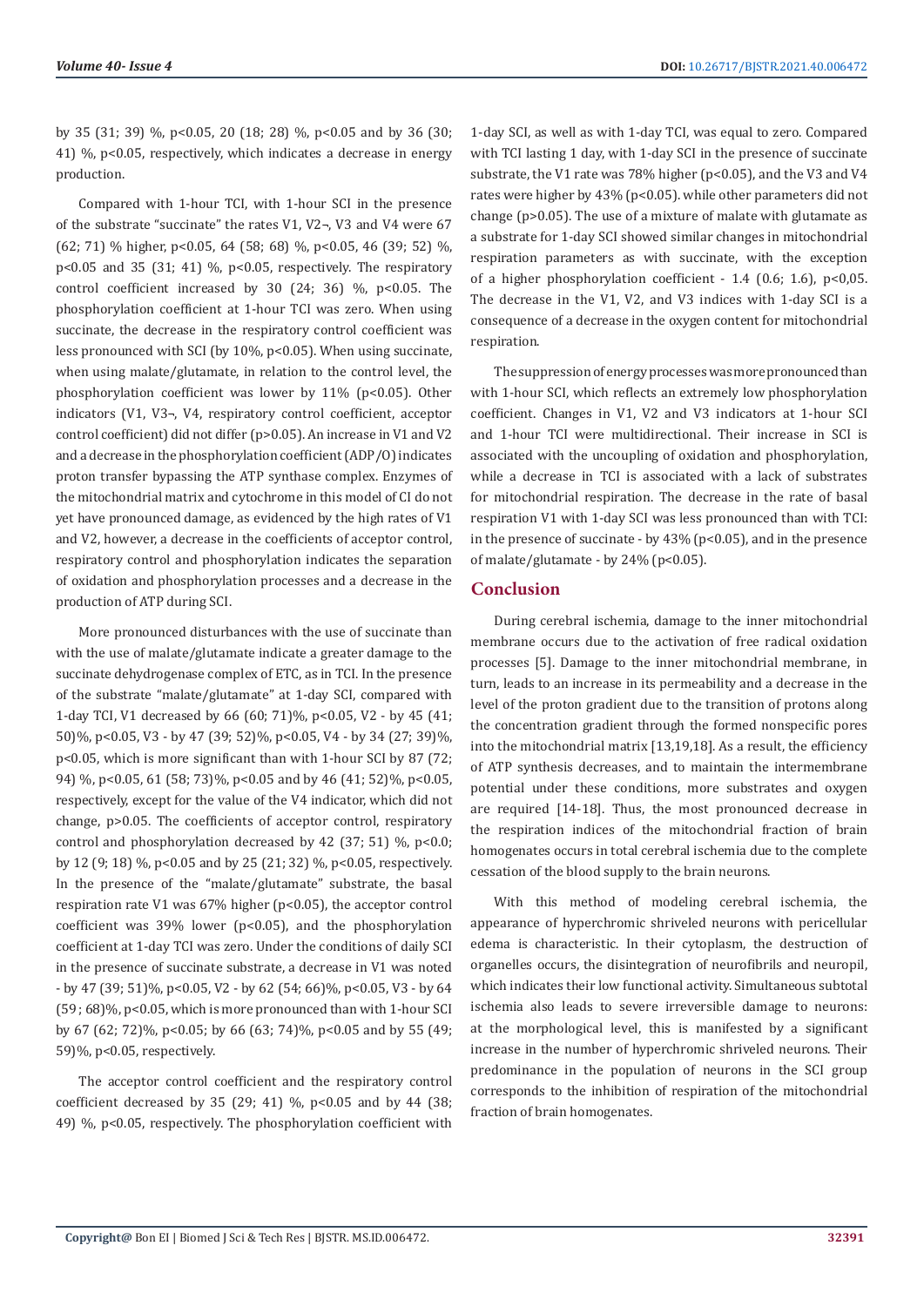by 35 (31; 39) %, p<0.05, 20 (18; 28) %, p<0.05 and by 36 (30; 41) %, p<0.05, respectively, which indicates a decrease in energy production.

Compared with 1-hour TCI, with 1-hour SCI in the presence of the substrate "succinate" the rates V1, V2¬, V3 and V4 were 67 (62; 71) % higher, p<0.05, 64 (58; 68) %, p<0.05, 46 (39; 52) %, p<0.05 and 35 (31; 41) %, p<0.05, respectively. The respiratory control coefficient increased by 30 (24; 36) %, p<0.05. The phosphorylation coefficient at 1-hour TCI was zero. When using succinate, the decrease in the respiratory control coefficient was less pronounced with SCI (by 10%, p<0.05). When using succinate, when using malate/glutamate, in relation to the control level, the phosphorylation coefficient was lower by 11% (p<0.05). Other indicators (V1, V3¬, V4, respiratory control coefficient, acceptor control coefficient) did not differ (p>0.05). An increase in V1 and V2 and a decrease in the phosphorylation coefficient (ADP/O) indicates proton transfer bypassing the ATP synthase complex. Enzymes of the mitochondrial matrix and cytochrome in this model of CI do not yet have pronounced damage, as evidenced by the high rates of V1 and V2, however, a decrease in the coefficients of acceptor control, respiratory control and phosphorylation indicates the separation of oxidation and phosphorylation processes and a decrease in the production of ATP during SCI.

More pronounced disturbances with the use of succinate than with the use of malate/glutamate indicate a greater damage to the succinate dehydrogenase complex of ETC, as in TCI. In the presence of the substrate "malate/glutamate" at 1-day SCI, compared with 1-day TCI, V1 decreased by 66 (60; 71)%, p<0.05, V2 - by 45 (41; 50)%, p<0.05, V3 - by 47 (39; 52)%, p<0.05, V4 - by 34 (27; 39)%, p<0.05, which is more significant than with 1-hour SCI by 87 (72; 94) %, p<0.05, 61 (58; 73)%, p<0.05 and by 46 (41; 52)%, p<0.05, respectively, except for the value of the V4 indicator, which did not change, p>0.05. The coefficients of acceptor control, respiratory control and phosphorylation decreased by 42 (37; 51) %, p<0.0; by 12 (9; 18) %, p<0.05 and by 25 (21; 32) %, p<0.05, respectively. In the presence of the "malate/glutamate" substrate, the basal respiration rate V1 was 67% higher (p<0.05), the acceptor control coefficient was 39% lower (p<0.05), and the phosphorylation coefficient at 1-day TCI was zero. Under the conditions of daily SCI in the presence of succinate substrate, a decrease in V1 was noted - by 47 (39; 51)%, p<0.05, V2 - by 62 (54; 66)%, p<0.05, V3 - by 64 (59 ; 68)%, p<0.05, which is more pronounced than with 1-hour SCI by 67 (62; 72)%, p<0.05; by 66 (63; 74)%, p<0.05 and by 55 (49; 59)%, p<0.05, respectively.

The acceptor control coefficient and the respiratory control coefficient decreased by 35 (29; 41) %, p<0.05 and by 44 (38; 49) %, p<0.05, respectively. The phosphorylation coefficient with 1-day SCI, as well as with 1-day TCI, was equal to zero. Compared with TCI lasting 1 day, with 1-day SCI in the presence of succinate substrate, the V1 rate was 78% higher (p<0.05), and the V3 and V4 rates were higher by 43% (p<0.05). while other parameters did not change (p>0.05). The use of a mixture of malate with glutamate as a substrate for 1-day SCI showed similar changes in mitochondrial respiration parameters as with succinate, with the exception of a higher phosphorylation coefficient - 1.4 (0.6; 1.6), p<0,05. The decrease in the V1, V2, and V3 indices with 1-day SCI is a consequence of a decrease in the oxygen content for mitochondrial respiration.

The suppression of energy processes was more pronounced than with 1-hour SCI, which reflects an extremely low phosphorylation coefficient. Changes in V1, V2 and V3 indicators at 1-hour SCI and 1-hour TCI were multidirectional. Their increase in SCI is associated with the uncoupling of oxidation and phosphorylation, while a decrease in TCI is associated with a lack of substrates for mitochondrial respiration. The decrease in the rate of basal respiration V1 with 1-day SCI was less pronounced than with TCI: in the presence of succinate - by 43% (p<0.05), and in the presence of malate/glutamate - by 24% (p<0.05).

## Conclusion

During cerebral ischemia, damage to the inner mitochondrial membrane occurs due to the activation of free radical oxidation processes [5]. Damage to the inner mitochondrial membrane, in turn, leads to an increase in its permeability and a decrease in the level of the proton gradient due to the transition of protons along the concentration gradient through the formed nonspecific pores into the mitochondrial matrix [13,19,18]. As a result, the efficiency of ATP synthesis decreases, and to maintain the intermembrane potential under these conditions, more substrates and oxygen are required [14-18]. Thus, the most pronounced decrease in the respiration indices of the mitochondrial fraction of brain homogenates occurs in total cerebral ischemia due to the complete cessation of the blood supply to the brain neurons.

With this method of modeling cerebral ischemia, the appearance of hyperchromic shriveled neurons with pericellular edema is characteristic. In their cytoplasm, the destruction of organelles occurs, the disintegration of neurofibrils and neuropil, which indicates their low functional activity. Simultaneous subtotal ischemia also leads to severe irreversible damage to neurons: at the morphological level, this is manifested by a significant increase in the number of hyperchromic shriveled neurons. Their predominance in the population of neurons in the SCI group corresponds to the inhibition of respiration of the mitochondrial fraction of brain homogenates.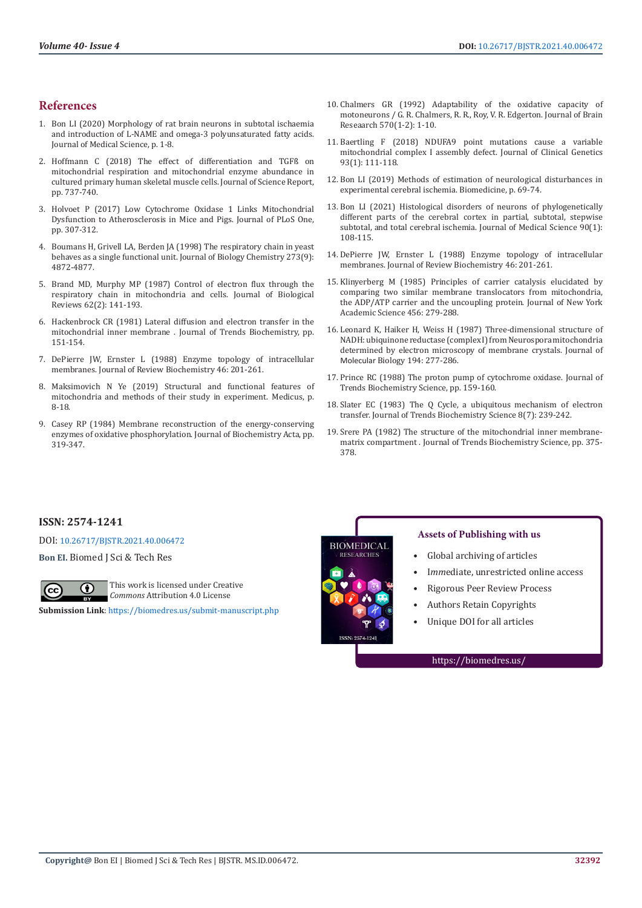## References

1. Bon LI (2020) Morphology of rat brain neurons in subtotal ischaemia and introduction of L-NAME and omega-3 polyunsaturated fatty acids. Journal of Medical Science, p. 1-8.
2. Hoffmann C (2018) The effect of differentiation and TGFß on mitochondrial respiration and mitochondrial enzyme abundance in cultured primary human skeletal muscle cells. Journal of Science Report, pp. 737-740.
3. Holvoet P (2017) Low Cytochrome Oxidase 1 Links Mitochondrial Dysfunction to Atherosclerosis in Mice and Pigs. Journal of PLoS One, pp. 307-312.
4. Boumans H, Grivell LA, Berden JA (1998) The respiratory chain in yeast behaves as a single functional unit. Journal of Biology Chemistry 273(9): 4872-4877.
5. Brand MD, Murphy MP (1987) Control of electron flux through the respiratory chain in mitochondria and cells. Journal of Biological Reviews 62(2): 141-193.
6. Hackenbrock CR (1981) Lateral diffusion and electron transfer in the mitochondrial inner membrane . Journal of Trends Biochemistry, pp. 151-154.
7. DePierre JW, Ernster L (1988) Enzyme topology of intracellular membranes. Journal of Review Biochemistry 46: 201-261.
8. Maksimovich N Ye (2019) Structural and functional features of mitochondria and methods of their study in experiment. Medicus, p. 8-18.
9. Casey RP (1984) Membrane reconstruction of the energy-conserving enzymes of oxidative phosphorylation. Journal of Biochemistry Acta, pp. 319-347.
10. Chalmers GR (1992) Adaptability of the oxidative capacity of motoneurons / G. R. Chalmers, R. R., Roy, V. R. Edgerton. Journal of Brain Reseaarch 570(1-2): 1-10.
11. Baertling F (2018) NDUFA9 point mutations cause a variable mitochondrial complex I assembly defect. Journal of Clinical Genetics 93(1): 111-118.
12. Bon LI (2019) Methods of estimation of neurological disturbances in experimental cerebral ischemia. Biomedicine, p. 69-74.
13. Bon LI (2021) Histological disorders of neurons of phylogenetically different parts of the cerebral cortex in partial, subtotal, stepwise subtotal, and total cerebral ischemia. Journal of Medical Science 90(1): 108-115.
14. DePierre JW, Ernster L (1988) Enzyme topology of intracellular membranes. Journal of Review Biochemistry 46: 201-261.
15. Klinyerberg M (1985) Principles of carrier catalysis elucidated by comparing two similar membrane translocators from mitochondria, the ADP/ATP carrier and the uncoupling protein. Journal of New York Academic Science 456: 279-288.
16. Leonard K, Haiker H, Weiss H (1987) Three-dimensional structure of NADH: ubiquinone reductase (complex I) from Neurospora mitochondria determined by electron microscopy of membrane crystals. Journal of Molecular Biology 194: 277-286.
17. Prince RC (1988) The proton pump of cytochrome oxidase. Journal of Trends Biochemistry Science, pp. 159-160.
18. Slater EC (1983) The Q Cycle, a ubiquitous mechanism of electron transfer. Journal of Trends Biochemistry Science 8(7): 239-242.
19. Srere PA (1982) The structure of the mitochondrial inner membrane-matrix compartment . Journal of Trends Biochemistry Science, pp. 375-378.

**ISSN: 2574-1241**

DOI: 10.26717/BJSTR.2021.40.006472

**Bon EI.** Biomed J Sci & Tech Res

This work is licensed under Creative *Commons* Attribution 4.0 License

**Submission Link**: https://biomedres.us/submit-manuscript.php

**Assets of Publishing with us**

- Global archiving of articles
- Immediate, unrestricted online access
- Rigorous Peer Review Process
- Authors Retain Copyrights
- Unique DOI for all articles

https://biomedres.us/